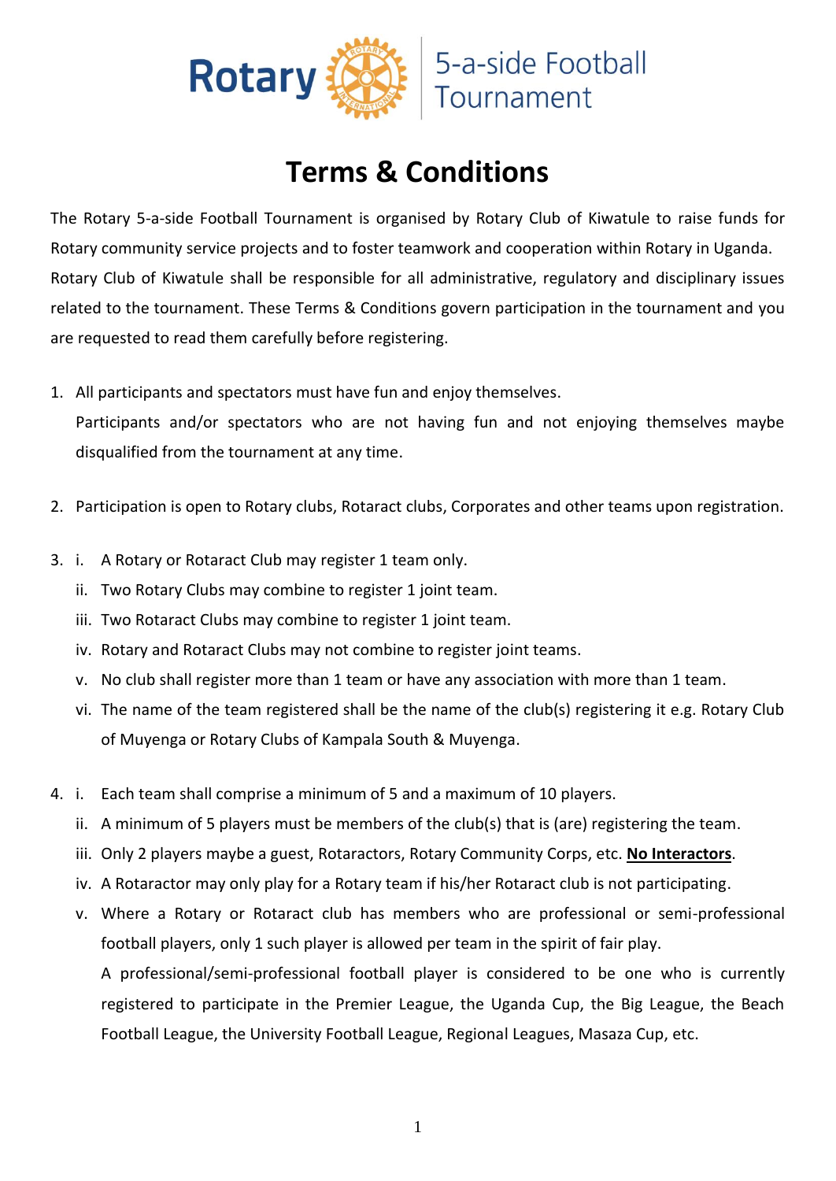Rotary 5-a-side Football Tournament

# Terms & Conditions

The Rotary 5-a-side Football Tournament is organised by Rotary Club of Kiwatule to raise funds for Rotary community service projects and to foster teamwork and cooperation within Rotary in Uganda. Rotary Club of Kiwatule shall be responsible for all administrative, regulatory and disciplinary issues related to the tournament. These Terms & Conditions govern participation in the tournament and you are requested to read them carefully before registering.

1. All participants and spectators must have fun and enjoy themselves.
   Participants and/or spectators who are not having fun and not enjoying themselves maybe disqualified from the tournament at any time.

2. Participation is open to Rotary clubs, Rotaract clubs, Corporates and other teams upon registration.

3. i. A Rotary or Rotaract Club may register 1 team only.
   ii. Two Rotary Clubs may combine to register 1 joint team.
   iii. Two Rotaract Clubs may combine to register 1 joint team.
   iv. Rotary and Rotaract Clubs may not combine to register joint teams.
   v. No club shall register more than 1 team or have any association with more than 1 team.
   vi. The name of the team registered shall be the name of the club(s) registering it e.g. Rotary Club of Muyenga or Rotary Clubs of Kampala South & Muyenga.

4. i. Each team shall comprise a minimum of 5 and a maximum of 10 players.
   ii. A minimum of 5 players must be members of the club(s) that is (are) registering the team.
   iii. Only 2 players maybe a guest, Rotaractors, Rotary Community Corps, etc. **<u>No Interactors</u>**.
   iv. A Rotaractor may only play for a Rotary team if his/her Rotaract club is not participating.
   v. Where a Rotary or Rotaract club has members who are professional or semi-professional football players, only 1 such player is allowed per team in the spirit of fair play.
      A professional/semi-professional football player is considered to be one who is currently registered to participate in the Premier League, the Uganda Cup, the Big League, the Beach Football League, the University Football League, Regional Leagues, Masaza Cup, etc.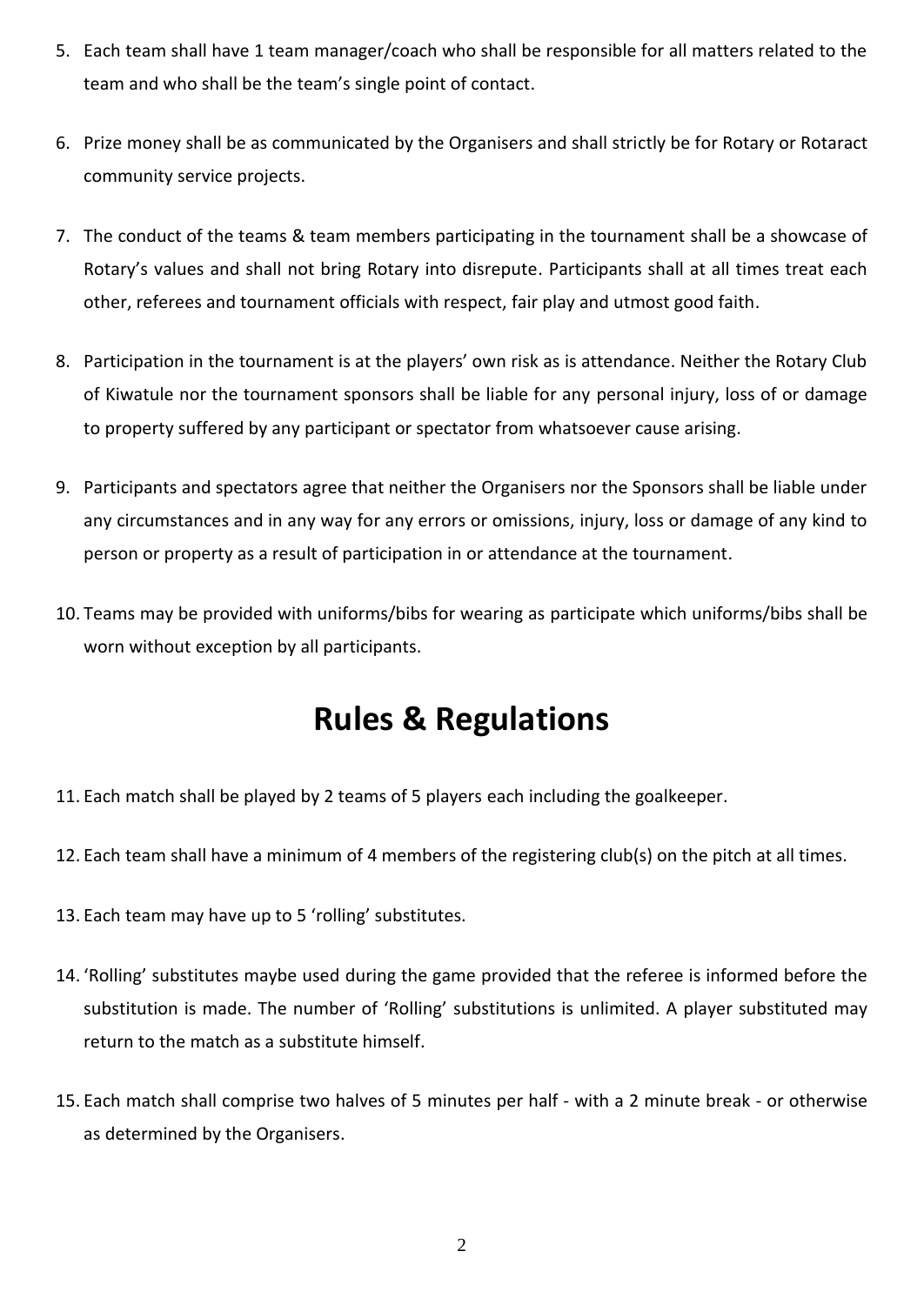5. Each team shall have 1 team manager/coach who shall be responsible for all matters related to the team and who shall be the team's single point of contact.

6. Prize money shall be as communicated by the Organisers and shall strictly be for Rotary or Rotaract community service projects.

7. The conduct of the teams & team members participating in the tournament shall be a showcase of Rotary's values and shall not bring Rotary into disrepute. Participants shall at all times treat each other, referees and tournament officials with respect, fair play and utmost good faith.

8. Participation in the tournament is at the players' own risk as is attendance. Neither the Rotary Club of Kiwatule nor the tournament sponsors shall be liable for any personal injury, loss of or damage to property suffered by any participant or spectator from whatsoever cause arising.

9. Participants and spectators agree that neither the Organisers nor the Sponsors shall be liable under any circumstances and in any way for any errors or omissions, injury, loss or damage of any kind to person or property as a result of participation in or attendance at the tournament.

10. Teams may be provided with uniforms/bibs for wearing as participate which uniforms/bibs shall be worn without exception by all participants.

# Rules & Regulations

11. Each match shall be played by 2 teams of 5 players each including the goalkeeper.

12. Each team shall have a minimum of 4 members of the registering club(s) on the pitch at all times.

13. Each team may have up to 5 'rolling' substitutes.

14. 'Rolling' substitutes maybe used during the game provided that the referee is informed before the substitution is made. The number of 'Rolling' substitutions is unlimited. A player substituted may return to the match as a substitute himself.

15. Each match shall comprise two halves of 5 minutes per half - with a 2 minute break - or otherwise as determined by the Organisers.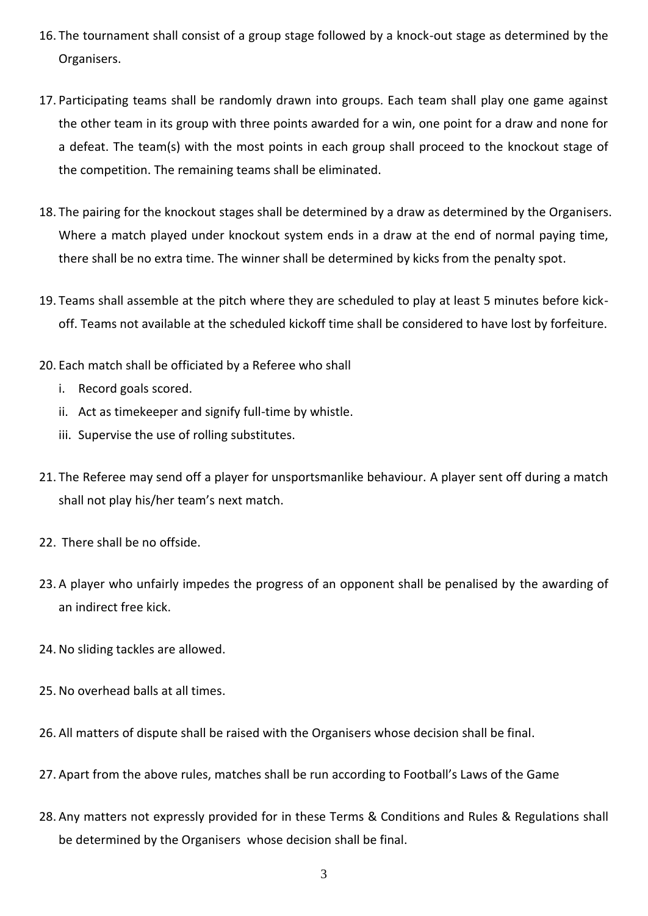16. The tournament shall consist of a group stage followed by a knock-out stage as determined by the Organisers.

17. Participating teams shall be randomly drawn into groups. Each team shall play one game against the other team in its group with three points awarded for a win, one point for a draw and none for a defeat. The team(s) with the most points in each group shall proceed to the knockout stage of the competition. The remaining teams shall be eliminated.

18. The pairing for the knockout stages shall be determined by a draw as determined by the Organisers. Where a match played under knockout system ends in a draw at the end of normal paying time, there shall be no extra time. The winner shall be determined by kicks from the penalty spot.

19. Teams shall assemble at the pitch where they are scheduled to play at least 5 minutes before kick-off. Teams not available at the scheduled kickoff time shall be considered to have lost by forfeiture.

20. Each match shall be officiated by a Referee who shall
    i. Record goals scored.
    ii. Act as timekeeper and signify full-time by whistle.
    iii. Supervise the use of rolling substitutes.

21. The Referee may send off a player for unsportsmanlike behaviour. A player sent off during a match shall not play his/her team's next match.

22. There shall be no offside.

23. A player who unfairly impedes the progress of an opponent shall be penalised by the awarding of an indirect free kick.

24. No sliding tackles are allowed.

25. No overhead balls at all times.

26. All matters of dispute shall be raised with the Organisers whose decision shall be final.

27. Apart from the above rules, matches shall be run according to Football's Laws of the Game

28. Any matters not expressly provided for in these Terms & Conditions and Rules & Regulations shall be determined by the Organisers whose decision shall be final.